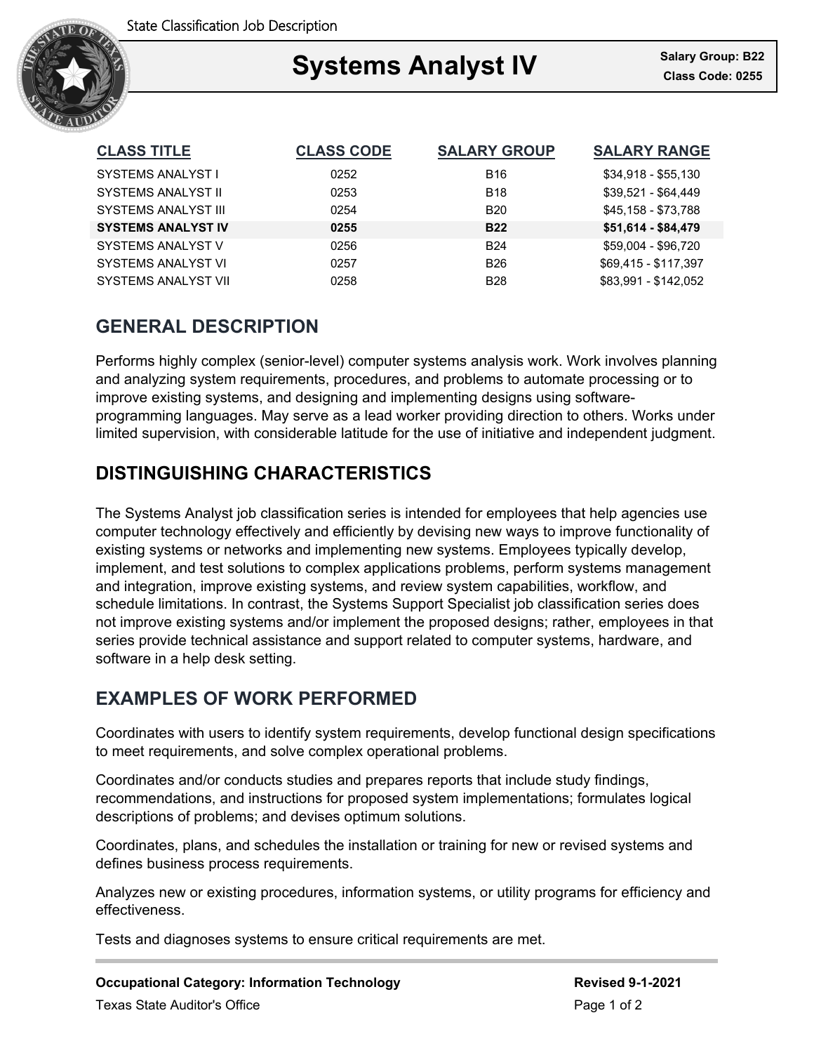State Classification Job Description

# Systems Analyst IV

**Salary Group: B22**
**Class Code: 0255**

| CLASS TITLE | CLASS CODE | SALARY GROUP | SALARY RANGE |
| --- | --- | --- | --- |
| SYSTEMS ANALYST I | 0252 | B16 | $34,918 - $55,130 |
| SYSTEMS ANALYST II | 0253 | B18 | $39,521 - $64,449 |
| SYSTEMS ANALYST III | 0254 | B20 | $45,158 - $73,788 |
| **SYSTEMS ANALYST IV** | **0255** | **B22** | **$51,614 - $84,479** |
| SYSTEMS ANALYST V | 0256 | B24 | $59,004 - $96,720 |
| SYSTEMS ANALYST VI | 0257 | B26 | $69,415 - $117,397 |
| SYSTEMS ANALYST VII | 0258 | B28 | $83,991 - $142,052 |

## GENERAL DESCRIPTION

Performs highly complex (senior-level) computer systems analysis work. Work involves planning and analyzing system requirements, procedures, and problems to automate processing or to improve existing systems, and designing and implementing designs using software-programming languages. May serve as a lead worker providing direction to others. Works under limited supervision, with considerable latitude for the use of initiative and independent judgment.

## DISTINGUISHING CHARACTERISTICS

The Systems Analyst job classification series is intended for employees that help agencies use computer technology effectively and efficiently by devising new ways to improve functionality of existing systems or networks and implementing new systems. Employees typically develop, implement, and test solutions to complex applications problems, perform systems management and integration, improve existing systems, and review system capabilities, workflow, and schedule limitations. In contrast, the Systems Support Specialist job classification series does not improve existing systems and/or implement the proposed designs; rather, employees in that series provide technical assistance and support related to computer systems, hardware, and software in a help desk setting.

## EXAMPLES OF WORK PERFORMED

Coordinates with users to identify system requirements, develop functional design specifications to meet requirements, and solve complex operational problems.

Coordinates and/or conducts studies and prepares reports that include study findings, recommendations, and instructions for proposed system implementations; formulates logical descriptions of problems; and devises optimum solutions.

Coordinates, plans, and schedules the installation or training for new or revised systems and defines business process requirements.

Analyzes new or existing procedures, information systems, or utility programs for efficiency and effectiveness.

Tests and diagnoses systems to ensure critical requirements are met.

**Occupational Category: Information Technology**

**Revised 9-1-2021**

Texas State Auditor's Office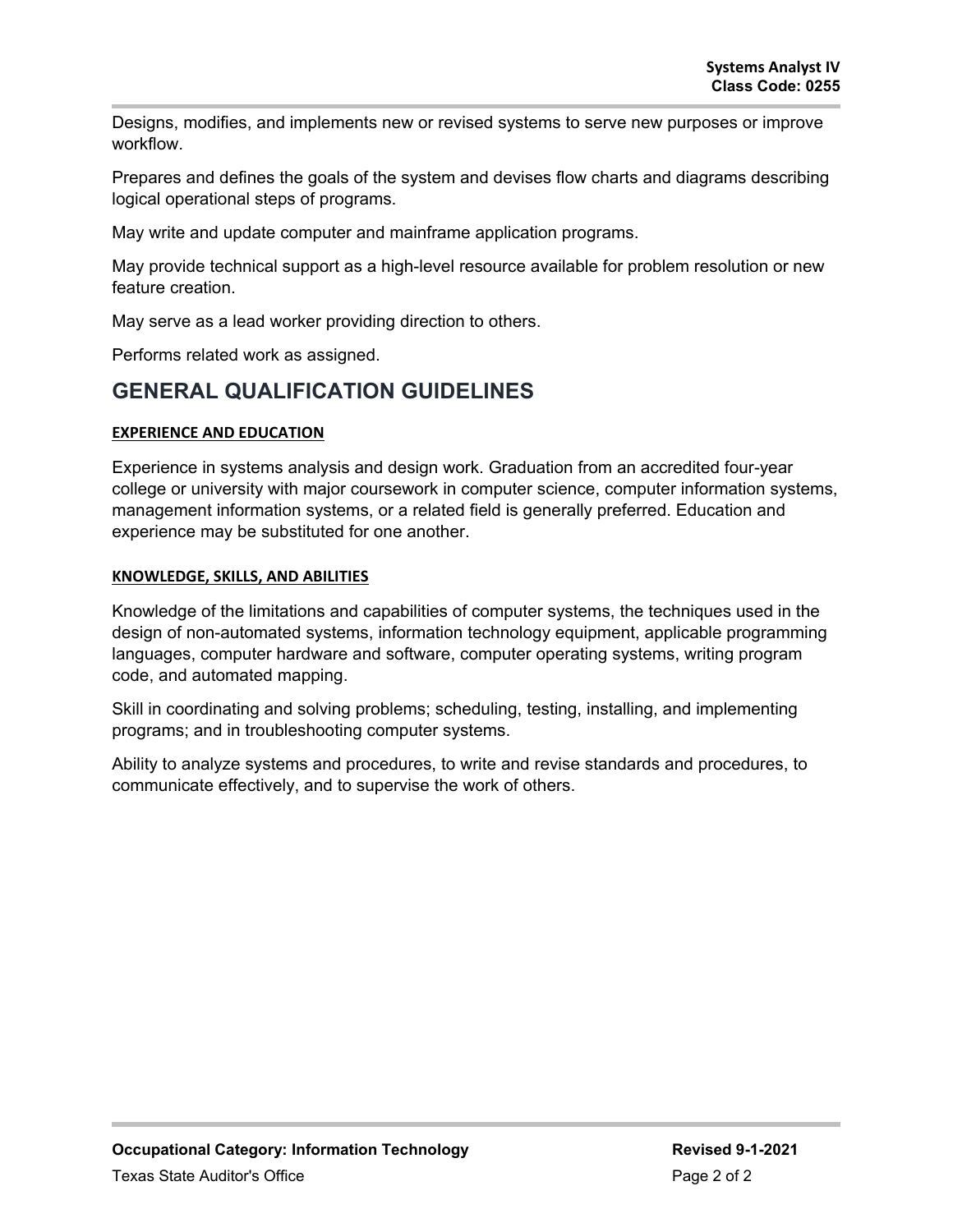Designs, modifies, and implements new or revised systems to serve new purposes or improve workflow.

Prepares and defines the goals of the system and devises flow charts and diagrams describing logical operational steps of programs.

May write and update computer and mainframe application programs.

May provide technical support as a high-level resource available for problem resolution or new feature creation.

May serve as a lead worker providing direction to others.

Performs related work as assigned.

## GENERAL QUALIFICATION GUIDELINES

### EXPERIENCE AND EDUCATION

Experience in systems analysis and design work. Graduation from an accredited four-year college or university with major coursework in computer science, computer information systems, management information systems, or a related field is generally preferred. Education and experience may be substituted for one another.

### KNOWLEDGE, SKILLS, AND ABILITIES

Knowledge of the limitations and capabilities of computer systems, the techniques used in the design of non-automated systems, information technology equipment, applicable programming languages, computer hardware and software, computer operating systems, writing program code, and automated mapping.

Skill in coordinating and solving problems; scheduling, testing, installing, and implementing programs; and in troubleshooting computer systems.

Ability to analyze systems and procedures, to write and revise standards and procedures, to communicate effectively, and to supervise the work of others.